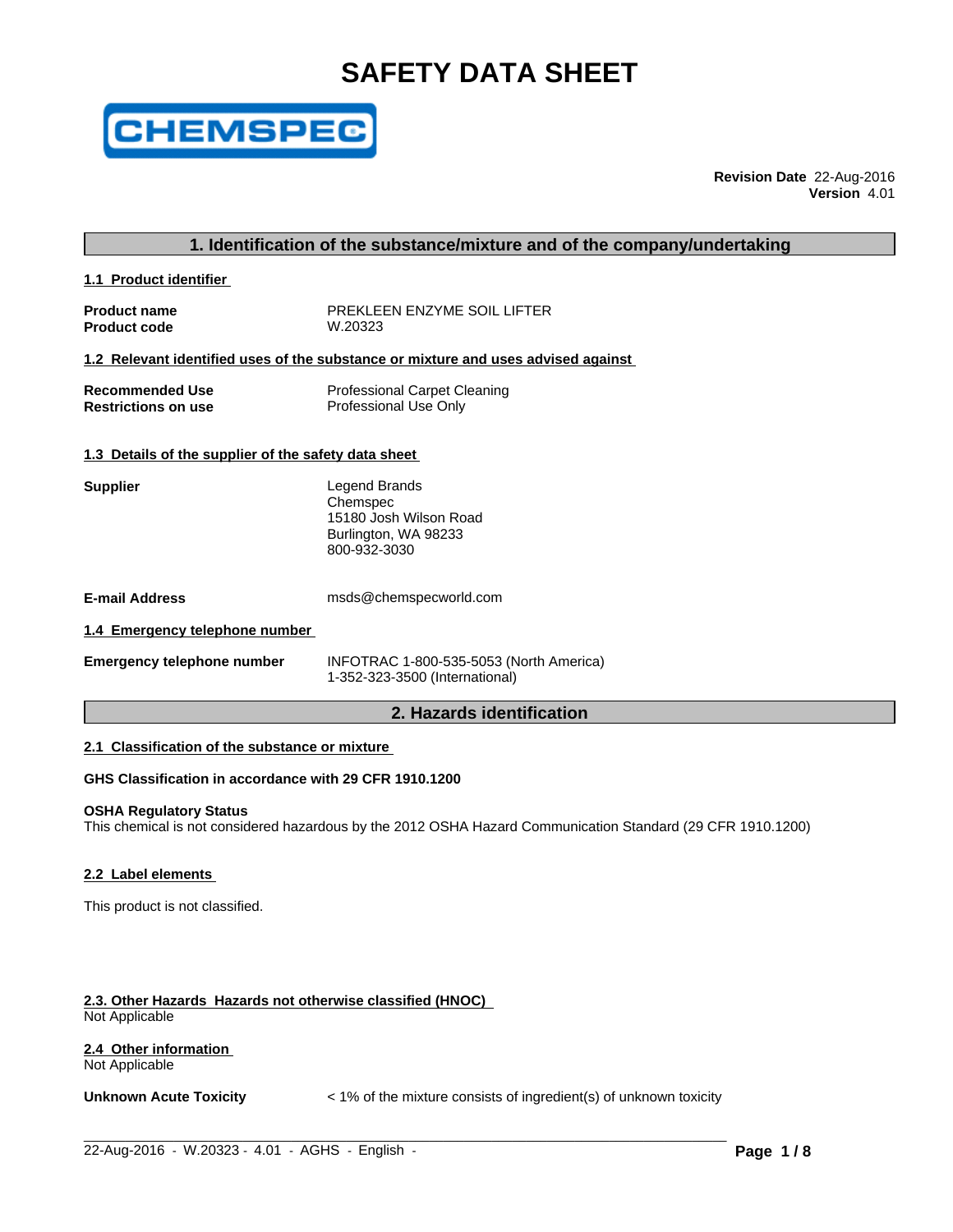# SAFETY DATA SHEET

**Revision Date** 22-Aug-2016
**Version** 4.01

## 1. Identification of the substance/mixture and of the company/undertaking

### 1.1 Product identifier

**Product name** PREKLEEN ENZYME SOIL LIFTER
**Product code** W.20323

### 1.2 Relevant identified uses of the substance or mixture and uses advised against

**Recommended Use** Professional Carpet Cleaning
**Restrictions on use** Professional Use Only

### 1.3 Details of the supplier of the safety data sheet

**Supplier**
Legend Brands
Chemspec
15180 Josh Wilson Road
Burlington, WA 98233
800-932-3030

**E-mail Address** msds@chemspecworld.com

### 1.4 Emergency telephone number

**Emergency telephone number** INFOTRAC 1-800-535-5053 (North America)
1-352-323-3500 (International)

## 2. Hazards identification

### 2.1 Classification of the substance or mixture

**GHS Classification in accordance with 29 CFR 1910.1200**

**OSHA Regulatory Status**
This chemical is not considered hazardous by the 2012 OSHA Hazard Communication Standard (29 CFR 1910.1200)

### 2.2 Label elements

This product is not classified.

### 2.3. Other Hazards Hazards not otherwise classified (HNOC)
Not Applicable

### 2.4 Other information
Not Applicable

**Unknown Acute Toxicity** < 1% of the mixture consists of ingredient(s) of unknown toxicity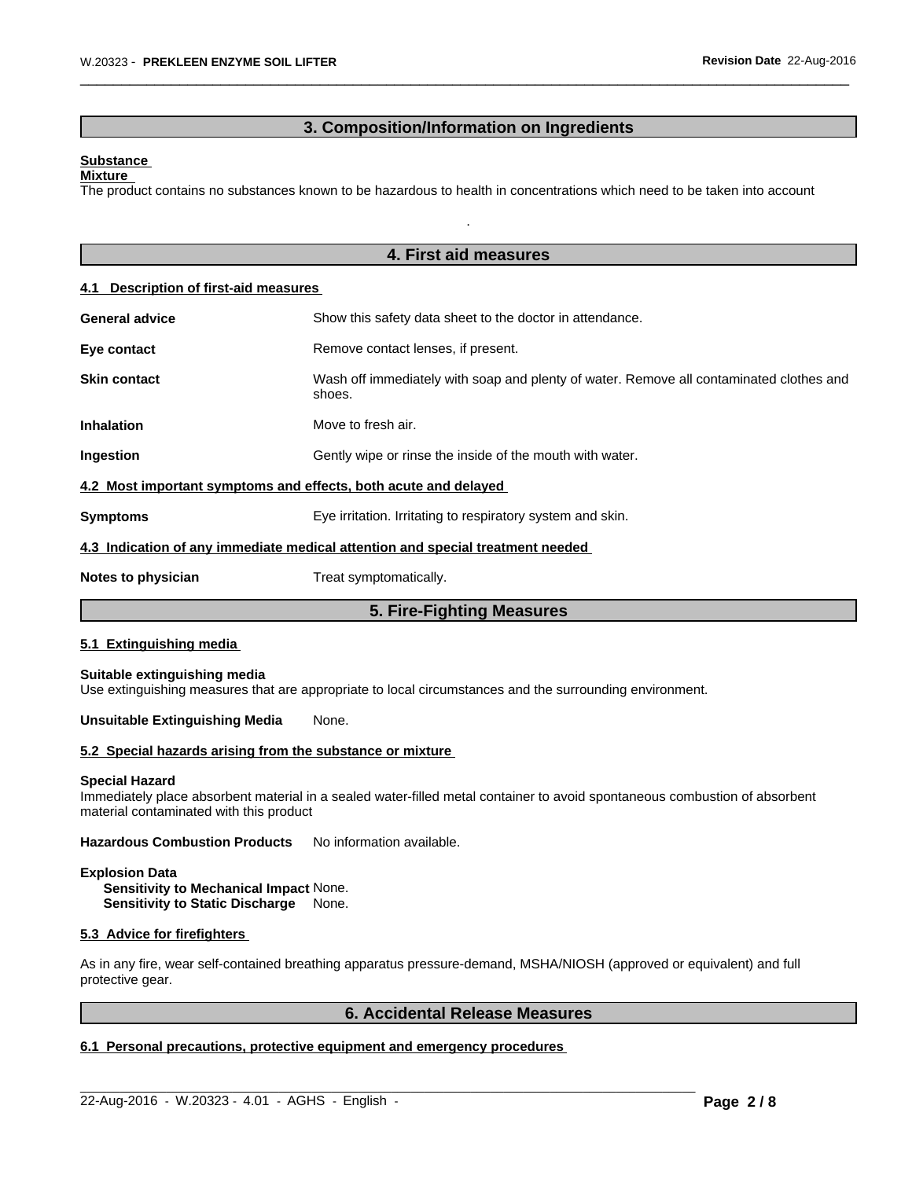## 3. Composition/Information on Ingredients

**Substance**
**Mixture**
The product contains no substances known to be hazardous to health in concentrations which need to be taken into account

.

## 4. First aid measures

### 4.1 Description of first-aid measures

**General advice** Show this safety data sheet to the doctor in attendance.

**Eye contact** Remove contact lenses, if present.

**Skin contact** Wash off immediately with soap and plenty of water. Remove all contaminated clothes and shoes.

**Inhalation** Move to fresh air.

**Ingestion** Gently wipe or rinse the inside of the mouth with water.

### 4.2 Most important symptoms and effects, both acute and delayed

**Symptoms** Eye irritation. Irritating to respiratory system and skin.

### 4.3 Indication of any immediate medical attention and special treatment needed

**Notes to physician** Treat symptomatically.

## 5. Fire-Fighting Measures

### 5.1 Extinguishing media

**Suitable extinguishing media**
Use extinguishing measures that are appropriate to local circumstances and the surrounding environment.

**Unsuitable Extinguishing Media** None.

### 5.2 Special hazards arising from the substance or mixture

**Special Hazard**
Immediately place absorbent material in a sealed water-filled metal container to avoid spontaneous combustion of absorbent material contaminated with this product

**Hazardous Combustion Products** No information available.

**Explosion Data**
**Sensitivity to Mechanical Impact** None.
**Sensitivity to Static Discharge** None.

### 5.3 Advice for firefighters

As in any fire, wear self-contained breathing apparatus pressure-demand, MSHA/NIOSH (approved or equivalent) and full protective gear.

## 6. Accidental Release Measures

### 6.1 Personal precautions, protective equipment and emergency procedures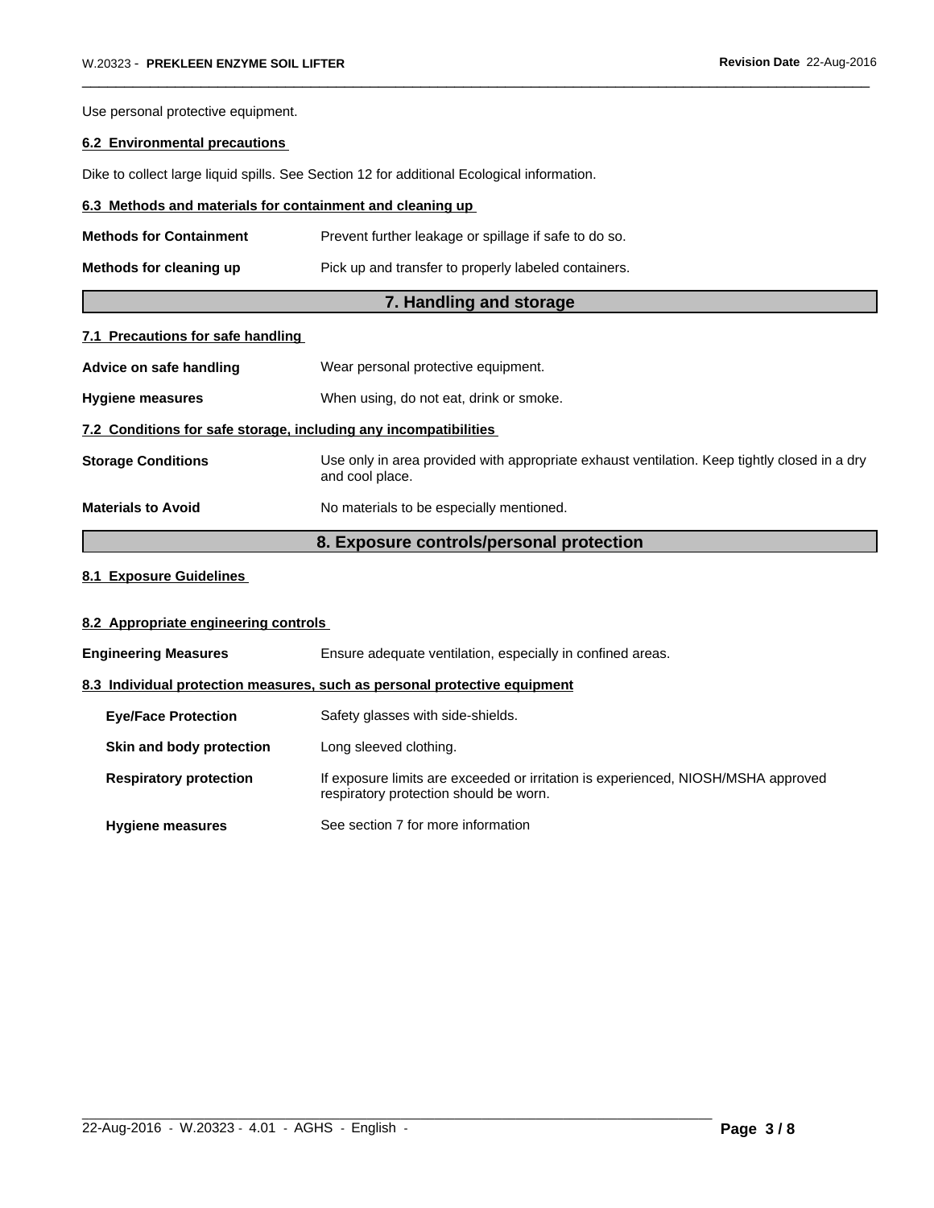Use personal protective equipment.

### 6.2 Environmental precautions

Dike to collect large liquid spills. See Section 12 for additional Ecological information.

### 6.3 Methods and materials for containment and cleaning up

**Methods for Containment** Prevent further leakage or spillage if safe to do so.

**Methods for cleaning up** Pick up and transfer to properly labeled containers.

## 7. Handling and storage

### 7.1 Precautions for safe handling

**Advice on safe handling** Wear personal protective equipment.

**Hygiene measures** When using, do not eat, drink or smoke.

### 7.2 Conditions for safe storage, including any incompatibilities

**Storage Conditions** Use only in area provided with appropriate exhaust ventilation. Keep tightly closed in a dry and cool place.

**Materials to Avoid** No materials to be especially mentioned.

## 8. Exposure controls/personal protection

### 8.1 Exposure Guidelines

### 8.2 Appropriate engineering controls

**Engineering Measures** Ensure adequate ventilation, especially in confined areas.

### 8.3 Individual protection measures, such as personal protective equipment

**Eye/Face Protection** Safety glasses with side-shields.

**Skin and body protection** Long sleeved clothing.

**Respiratory protection** If exposure limits are exceeded or irritation is experienced, NIOSH/MSHA approved respiratory protection should be worn.

**Hygiene measures** See section 7 for more information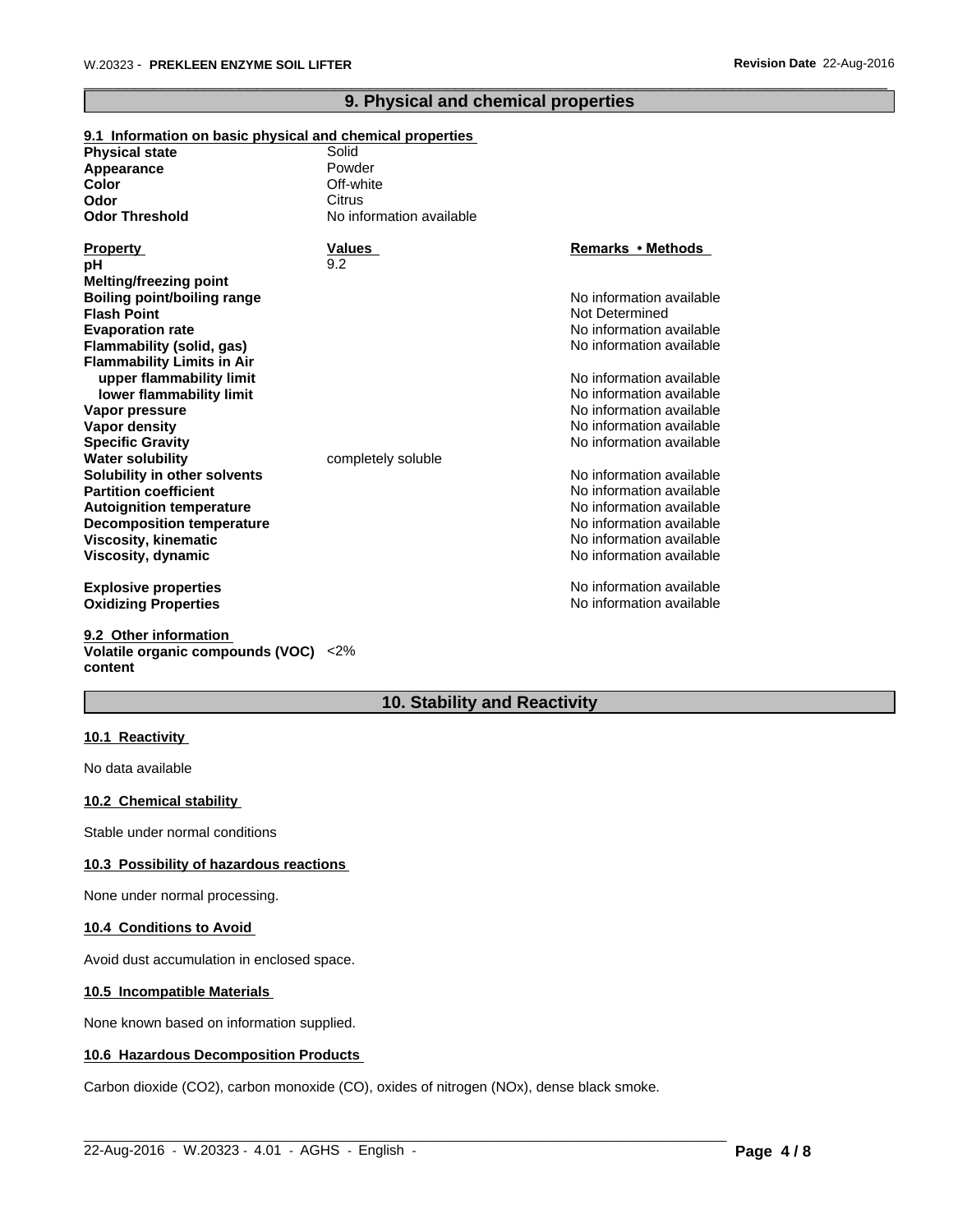## 9. Physical and chemical properties

### 9.1 Information on basic physical and chemical properties

| | |
|---|---|
| **Physical state** | Solid |
| **Appearance** | Powder |
| **Color** | Off-white |
| **Odor** | Citrus |
| **Odor Threshold** | No information available |

| **Property** | **Values** | **Remarks • Methods** |
|---|---|---|
| **pH** | 9.2 | |
| **Melting/freezing point** | | |
| **Boiling point/boiling range** | | No information available |
| **Flash Point** | | Not Determined |
| **Evaporation rate** | | No information available |
| **Flammability (solid, gas)** | | No information available |
| **Flammability Limits in Air** | | |
| **upper flammability limit** | | No information available |
| **lower flammability limit** | | No information available |
| **Vapor pressure** | | No information available |
| **Vapor density** | | No information available |
| **Specific Gravity** | | No information available |
| **Water solubility** | completely soluble | |
| **Solubility in other solvents** | | No information available |
| **Partition coefficient** | | No information available |
| **Autoignition temperature** | | No information available |
| **Decomposition temperature** | | No information available |
| **Viscosity, kinematic** | | No information available |
| **Viscosity, dynamic** | | No information available |
| **Explosive properties** | | No information available |
| **Oxidizing Properties** | | No information available |

### 9.2 Other information

**Volatile organic compounds (VOC) content** <2%

## 10. Stability and Reactivity

### 10.1 Reactivity

No data available

### 10.2 Chemical stability

Stable under normal conditions

### 10.3 Possibility of hazardous reactions

None under normal processing.

### 10.4 Conditions to Avoid

Avoid dust accumulation in enclosed space.

### 10.5 Incompatible Materials

None known based on information supplied.

### 10.6 Hazardous Decomposition Products

Carbon dioxide ($CO_2$), carbon monoxide (CO), oxides of nitrogen ($NO_x$), dense black smoke.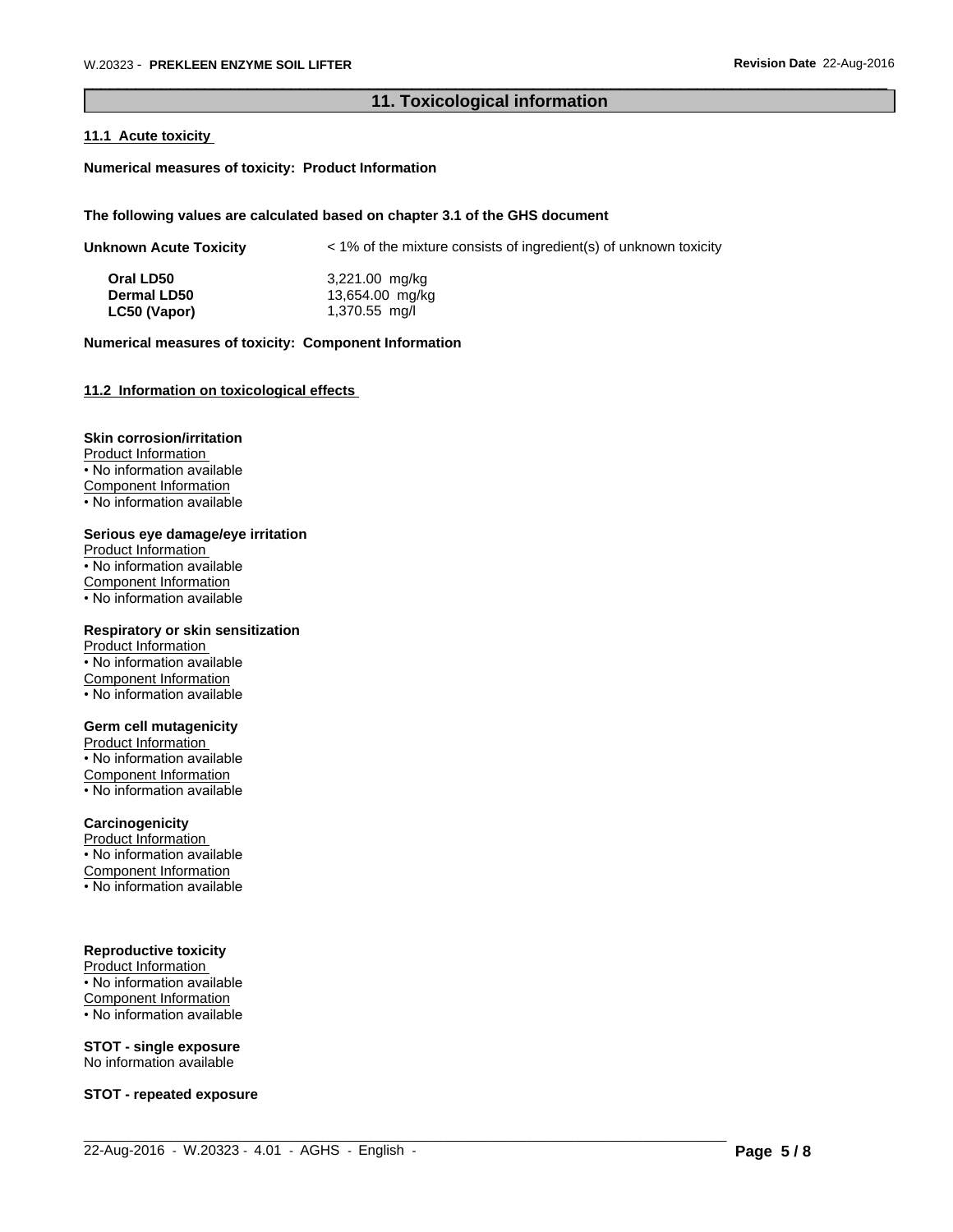## 11. Toxicological information

### 11.1 Acute toxicity

**Numerical measures of toxicity: Product Information**

**The following values are calculated based on chapter 3.1 of the GHS document**

**Unknown Acute Toxicity** < 1% of the mixture consists of ingredient(s) of unknown toxicity

| | |
|---|---|
| **Oral LD50** | 3,221.00 mg/kg |
| **Dermal LD50** | 13,654.00 mg/kg |
| **LC50 (Vapor)** | 1,370.55 mg/l |

**Numerical measures of toxicity: Component Information**

### 11.2 Information on toxicological effects

**Skin corrosion/irritation**

Product Information
- No information available

Component Information
- No information available

**Serious eye damage/eye irritation**

Product Information
- No information available

Component Information
- No information available

**Respiratory or skin sensitization**

Product Information
- No information available

Component Information
- No information available

**Germ cell mutagenicity**

Product Information
- No information available

Component Information
- No information available

**Carcinogenicity**

Product Information
- No information available

Component Information
- No information available

**Reproductive toxicity**

Product Information
- No information available

Component Information
- No information available

**STOT - single exposure**

No information available

**STOT - repeated exposure**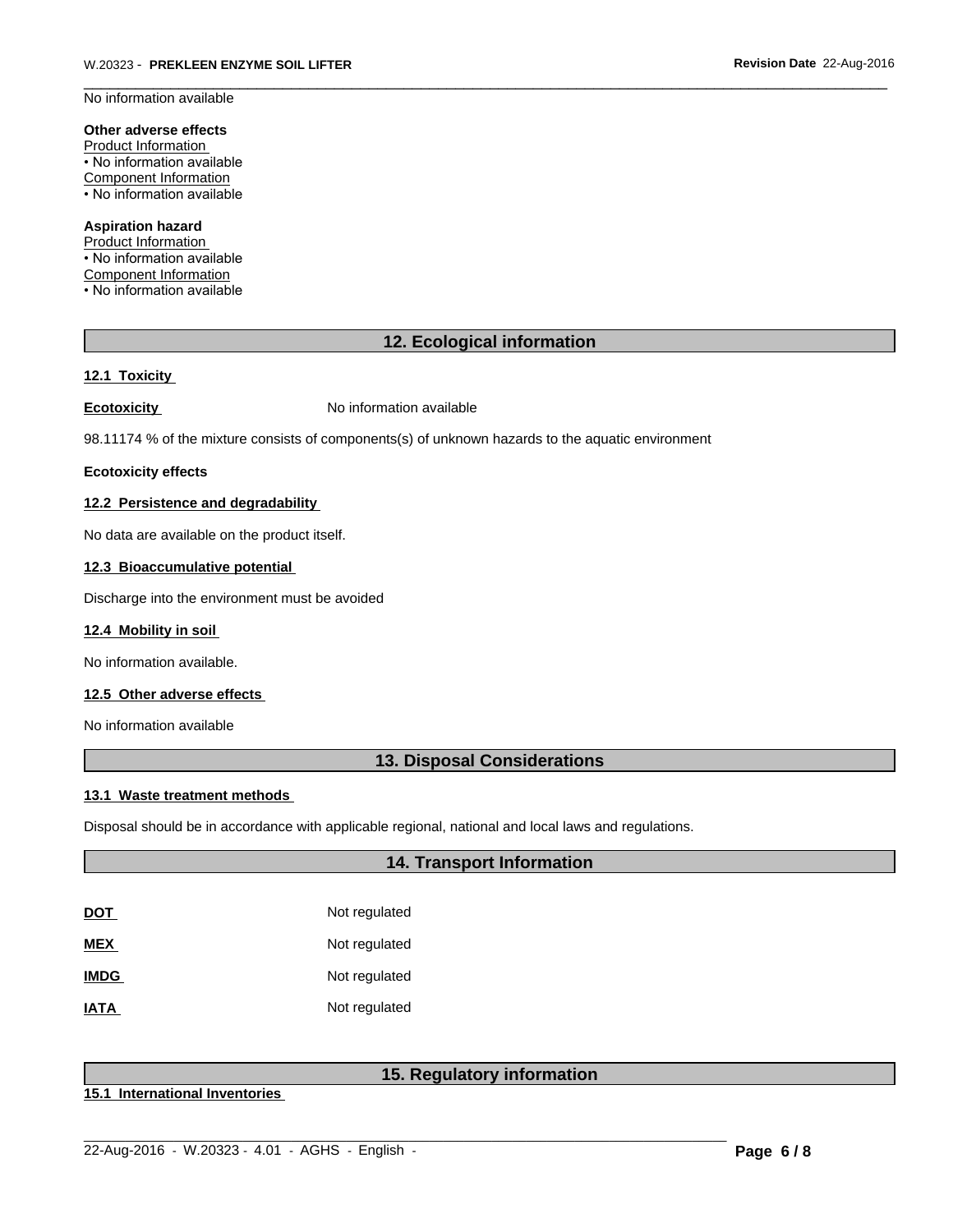No information available

**Other adverse effects**
Product Information
• No information available
Component Information
• No information available

**Aspiration hazard**
Product Information
• No information available
Component Information
• No information available

## 12. Ecological information

### 12.1 Toxicity

**Ecotoxicity** No information available

98.11174 % of the mixture consists of components(s) of unknown hazards to the aquatic environment

**Ecotoxicity effects**

### 12.2 Persistence and degradability

No data are available on the product itself.

### 12.3 Bioaccumulative potential

Discharge into the environment must be avoided

### 12.4 Mobility in soil

No information available.

### 12.5 Other adverse effects

No information available

## 13. Disposal Considerations

### 13.1 Waste treatment methods

Disposal should be in accordance with applicable regional, national and local laws and regulations.

## 14. Transport Information

| | |
|---|---|
| **DOT** | Not regulated |
| **MEX** | Not regulated |
| **IMDG** | Not regulated |
| **IATA** | Not regulated |

## 15. Regulatory information

### 15.1 International Inventories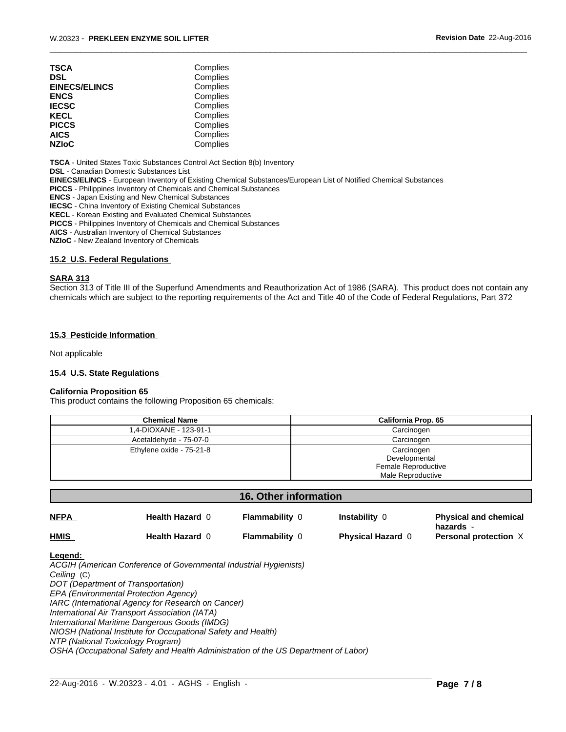| | |
|---|---|
| **TSCA** | Complies |
| **DSL** | Complies |
| **EINECS/ELINCS** | Complies |
| **ENCS** | Complies |
| **IECSC** | Complies |
| **KECL** | Complies |
| **PICCS** | Complies |
| **AICS** | Complies |
| **NZIoC** | Complies |

**TSCA** - United States Toxic Substances Control Act Section 8(b) Inventory
**DSL** - Canadian Domestic Substances List
**EINECS/ELINCS** - European Inventory of Existing Chemical Substances/European List of Notified Chemical Substances
**PICCS** - Philippines Inventory of Chemicals and Chemical Substances
**ENCS** - Japan Existing and New Chemical Substances
**IECSC** - China Inventory of Existing Chemical Substances
**KECL** - Korean Existing and Evaluated Chemical Substances
**PICCS** - Philippines Inventory of Chemicals and Chemical Substances
**AICS** - Australian Inventory of Chemical Substances
**NZIoC** - New Zealand Inventory of Chemicals

### 15.2 U.S. Federal Regulations

**SARA 313**
Section 313 of Title III of the Superfund Amendments and Reauthorization Act of 1986 (SARA). This product does not contain any chemicals which are subject to the reporting requirements of the Act and Title 40 of the Code of Federal Regulations, Part 372

### 15.3 Pesticide Information

Not applicable

### 15.4 U.S. State Regulations

**California Proposition 65**
This product contains the following Proposition 65 chemicals:

| Chemical Name | California Prop. 65 |
|---|---|
| 1,4-DIOXANE - 123-91-1 | Carcinogen |
| Acetaldehyde - 75-07-0 | Carcinogen |
| Ethylene oxide - 75-21-8 | Carcinogen<br>Developmental<br>Female Reproductive<br>Male Reproductive |

## 16. Other information

| | | | | |
|---|---|---|---|---|
| **NFPA** | **Health Hazard** 0 | **Flammability** 0 | **Instability** 0 | **Physical and chemical hazards** - |
| **HMIS** | **Health Hazard** 0 | **Flammability** 0 | **Physical Hazard** 0 | **Personal protection** X |

**Legend:**
*ACGIH (American Conference of Governmental Industrial Hygienists)*
*Ceiling* (C)
*DOT (Department of Transportation)*
*EPA (Environmental Protection Agency)*
*IARC (International Agency for Research on Cancer)*
*International Air Transport Association (IATA)*
*International Maritime Dangerous Goods (IMDG)*
*NIOSH (National Institute for Occupational Safety and Health)*
*NTP (National Toxicology Program)*
*OSHA (Occupational Safety and Health Administration of the US Department of Labor)*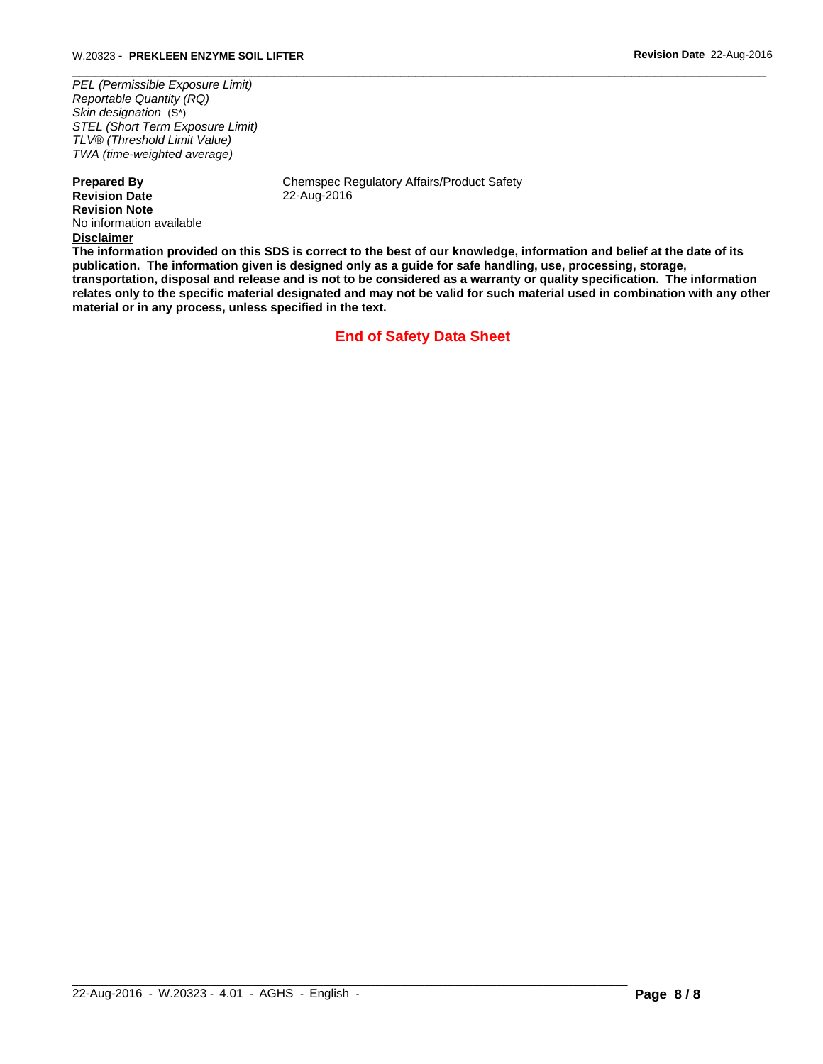*PEL (Permissible Exposure Limit)*
*Reportable Quantity (RQ)*
*Skin designation* (S*)
*STEL (Short Term Exposure Limit)*
*TLV® (Threshold Limit Value)*
*TWA (time-weighted average)*

**Prepared By** Chemspec Regulatory Affairs/Product Safety
**Revision Date** 22-Aug-2016
**Revision Note**
No information available

**Disclaimer**

**The information provided on this SDS is correct to the best of our knowledge, information and belief at the date of its publication. The information given is designed only as a guide for safe handling, use, processing, storage, transportation, disposal and release and is not to be considered as a warranty or quality specification. The information relates only to the specific material designated and may not be valid for such material used in combination with any other material or in any process, unless specified in the text.**

**End of Safety Data Sheet**